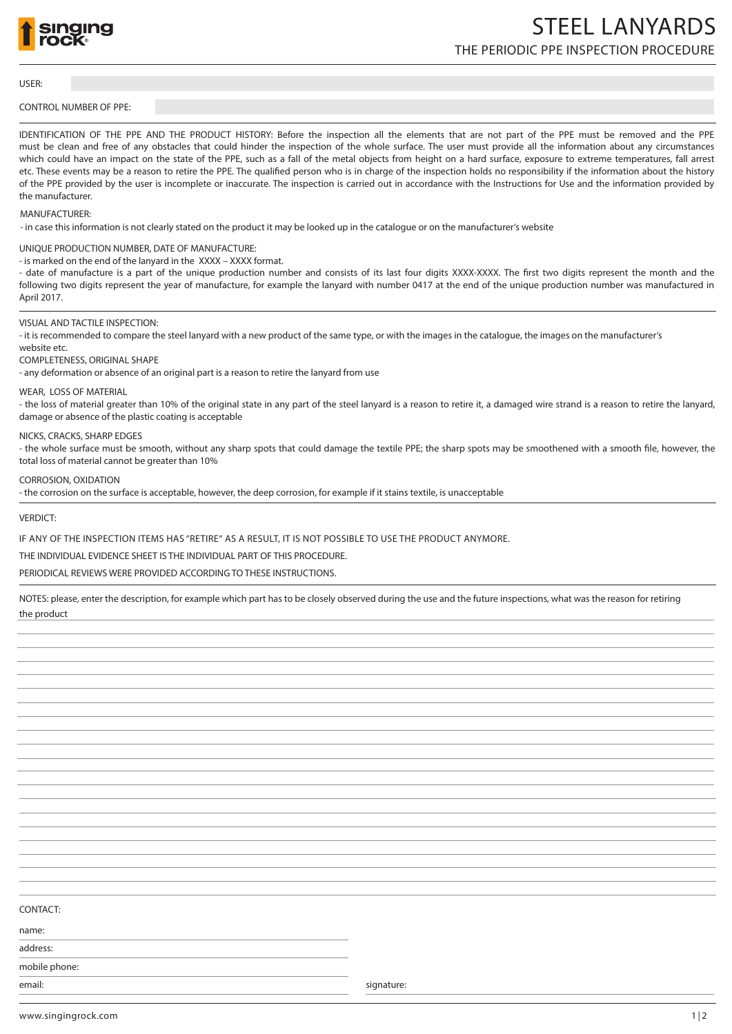# STEEL LANYARDS

## THE PERIODIC PPE INSPECTION PROCEDURE

USER:

CONTROL NUMBER OF PPE:

IDENTIFICATION OF THE PPE AND THE PRODUCT HISTORY: Before the inspection all the elements that are not part of the PPE must be removed and the PPE must be clean and free of any obstacles that could hinder the inspection of the whole surface. The user must provide all the information about any circumstances which could have an impact on the state of the PPE, such as a fall of the metal objects from height on a hard surface, exposure to extreme temperatures, fall arrest etc. These events may be a reason to retire the PPE. The qualified person who is in charge of the inspection holds no responsibility if the information about the history of the PPE provided by the user is incomplete or inaccurate. The inspection is carried out in accordance with the Instructions for Use and the information provided by the manufacturer.

MANUFACTURER:

- in case this information is not clearly stated on the product it may be looked up in the catalogue or on the manufacturer's website

UNIQUE PRODUCTION NUMBER, DATE OF MANUFACTURE:

- is marked on the end of the lanyard in the XXXX – XXXX format.
- date of manufacture is a part of the unique production number and consists of its last four digits XXXX-XXXX. The first two digits represent the month and the following two digits represent the year of manufacture, for example the lanyard with number 0417 at the end of the unique production number was manufactured in April 2017.

VISUAL AND TACTILE INSPECTION:

- it is recommended to compare the steel lanyard with a new product of the same type, or with the images in the catalogue, the images on the manufacturer's website etc.

COMPLETENESS, ORIGINAL SHAPE

- any deformation or absence of an original part is a reason to retire the lanyard from use

WEAR, LOSS OF MATERIAL

- the loss of material greater than 10% of the original state in any part of the steel lanyard is a reason to retire it, a damaged wire strand is a reason to retire the lanyard, damage or absence of the plastic coating is acceptable

NICKS, CRACKS, SHARP EDGES

- the whole surface must be smooth, without any sharp spots that could damage the textile PPE; the sharp spots may be smoothened with a smooth file, however, the total loss of material cannot be greater than 10%

CORROSION, OXIDATION

- the corrosion on the surface is acceptable, however, the deep corrosion, for example if it stains textile, is unacceptable

VERDICT:

IF ANY OF THE INSPECTION ITEMS HAS "RETIRE" AS A RESULT, IT IS NOT POSSIBLE TO USE THE PRODUCT ANYMORE.

THE INDIVIDUAL EVIDENCE SHEET IS THE INDIVIDUAL PART OF THIS PROCEDURE.

PERIODICAL REVIEWS WERE PROVIDED ACCORDING TO THESE INSTRUCTIONS.

NOTES: please, enter the description, for example which part has to be closely observed during the use and the future inspections, what was the reason for retiring the product

CONTACT:

name:

address:

mobile phone:

email:

signature:

www.singingrock.com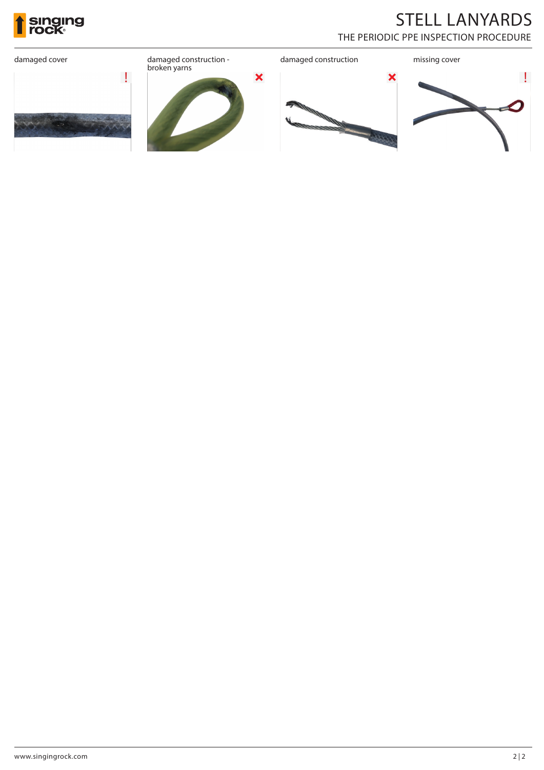damaged cover

!

damaged construction - broken yarns

×

damaged construction

×

missing cover

!